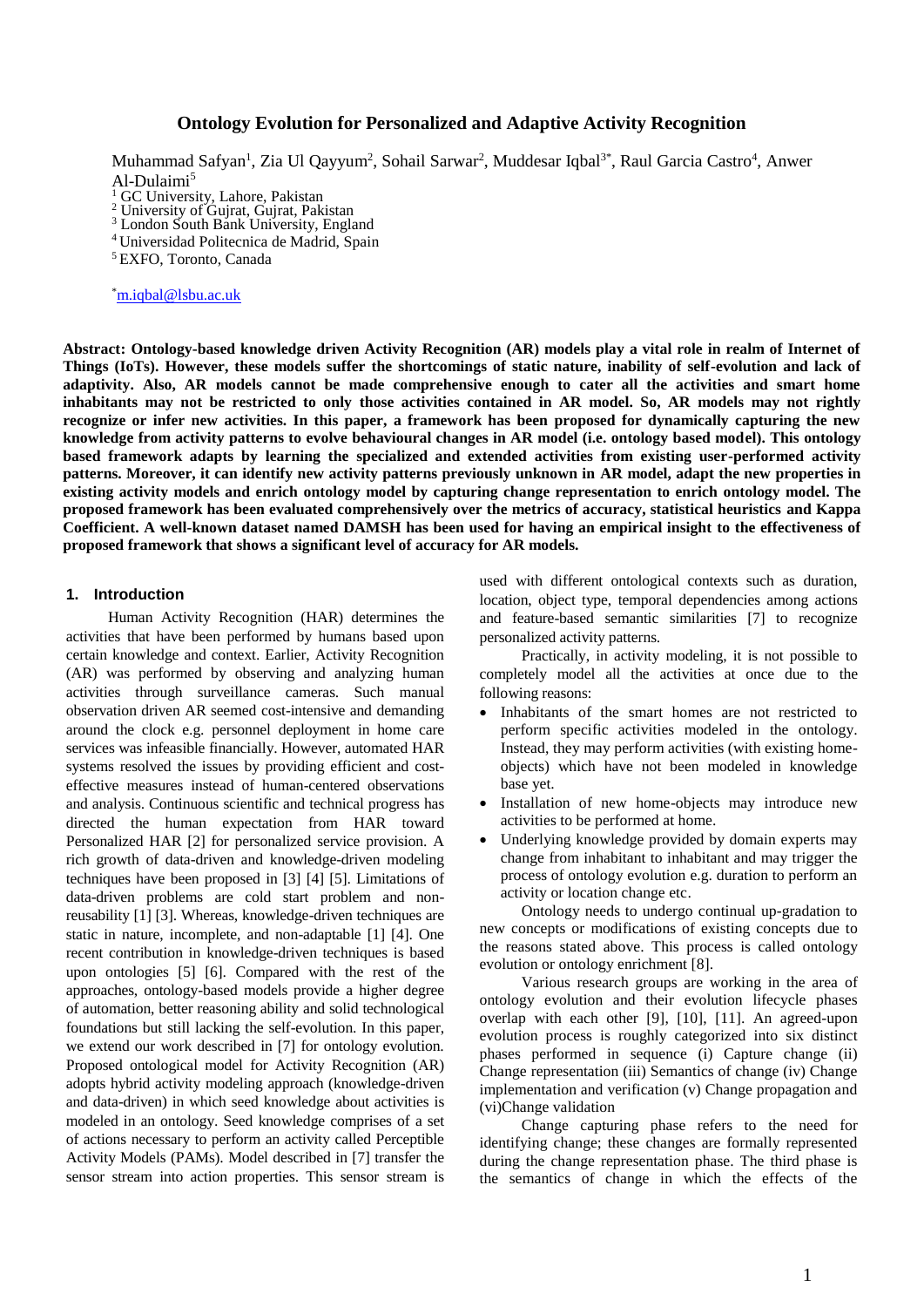# Ontology Evolution for Personalized and Adaptive Activity Recognition

Muhammad Safyan[1], Zia Ul Qayyum[2], Sohail Sarwar[2], Muddesar Iqbal[3*], Raul Garcia Castro[4], Anwer Al-Dulaimi[5]

[1] GC University, Lahore, Pakistan
[2] University of Gujrat, Gujrat, Pakistan
[3] London South Bank University, England
[4] Universidad Politecnica de Madrid, Spain
[5] EXFO, Toronto, Canada

[*]m.iqbal@lsbu.ac.uk

**Abstract: Ontology-based knowledge driven Activity Recognition (AR) models play a vital role in realm of Internet of Things (IoTs). However, these models suffer the shortcomings of static nature, inability of self-evolution and lack of adaptivity. Also, AR models cannot be made comprehensive enough to cater all the activities and smart home inhabitants may not be restricted to only those activities contained in AR model. So, AR models may not rightly recognize or infer new activities. In this paper, a framework has been proposed for dynamically capturing the new knowledge from activity patterns to evolve behavioural changes in AR model (i.e. ontology based model). This ontology based framework adapts by learning the specialized and extended activities from existing user-performed activity patterns. Moreover, it can identify new activity patterns previously unknown in AR model, adapt the new properties in existing activity models and enrich ontology model by capturing change representation to enrich ontology model. The proposed framework has been evaluated comprehensively over the metrics of accuracy, statistical heuristics and Kappa Coefficient. A well-known dataset named DAMSH has been used for having an empirical insight to the effectiveness of proposed framework that shows a significant level of accuracy for AR models.**

## 1. Introduction

Human Activity Recognition (HAR) determines the activities that have been performed by humans based upon certain knowledge and context. Earlier, Activity Recognition (AR) was performed by observing and analyzing human activities through surveillance cameras. Such manual observation driven AR seemed cost-intensive and demanding around the clock e.g. personnel deployment in home care services was infeasible financially. However, automated HAR systems resolved the issues by providing efficient and cost-effective measures instead of human-centered observations and analysis. Continuous scientific and technical progress has directed the human expectation from HAR toward Personalized HAR [2] for personalized service provision. A rich growth of data-driven and knowledge-driven modeling techniques have been proposed in [3] [4] [5]. Limitations of data-driven problems are cold start problem and non-reusability [1] [3]. Whereas, knowledge-driven techniques are static in nature, incomplete, and non-adaptable [1] [4]. One recent contribution in knowledge-driven techniques is based upon ontologies [5] [6]. Compared with the rest of the approaches, ontology-based models provide a higher degree of automation, better reasoning ability and solid technological foundations but still lacking the self-evolution. In this paper, we extend our work described in [7] for ontology evolution. Proposed ontological model for Activity Recognition (AR) adopts hybrid activity modeling approach (knowledge-driven and data-driven) in which seed knowledge about activities is modeled in an ontology. Seed knowledge comprises of a set of actions necessary to perform an activity called Perceptible Activity Models (PAMs). Model described in [7] transfer the sensor stream into action properties. This sensor stream is used with different ontological contexts such as duration, location, object type, temporal dependencies among actions and feature-based semantic similarities [7] to recognize personalized activity patterns.

Practically, in activity modeling, it is not possible to completely model all the activities at once due to the following reasons:

- Inhabitants of the smart homes are not restricted to perform specific activities modeled in the ontology. Instead, they may perform activities (with existing home-objects) which have not been modeled in knowledge base yet.
- Installation of new home-objects may introduce new activities to be performed at home.
- Underlying knowledge provided by domain experts may change from inhabitant to inhabitant and may trigger the process of ontology evolution e.g. duration to perform an activity or location change etc.

Ontology needs to undergo continual up-gradation to new concepts or modifications of existing concepts due to the reasons stated above. This process is called ontology evolution or ontology enrichment [8].

Various research groups are working in the area of ontology evolution and their evolution lifecycle phases overlap with each other [9], [10], [11]. An agreed-upon evolution process is roughly categorized into six distinct phases performed in sequence (i) Capture change (ii) Change representation (iii) Semantics of change (iv) Change implementation and verification (v) Change propagation and (vi)Change validation

Change capturing phase refers to the need for identifying change; these changes are formally represented during the change representation phase. The third phase is the semantics of change in which the effects of the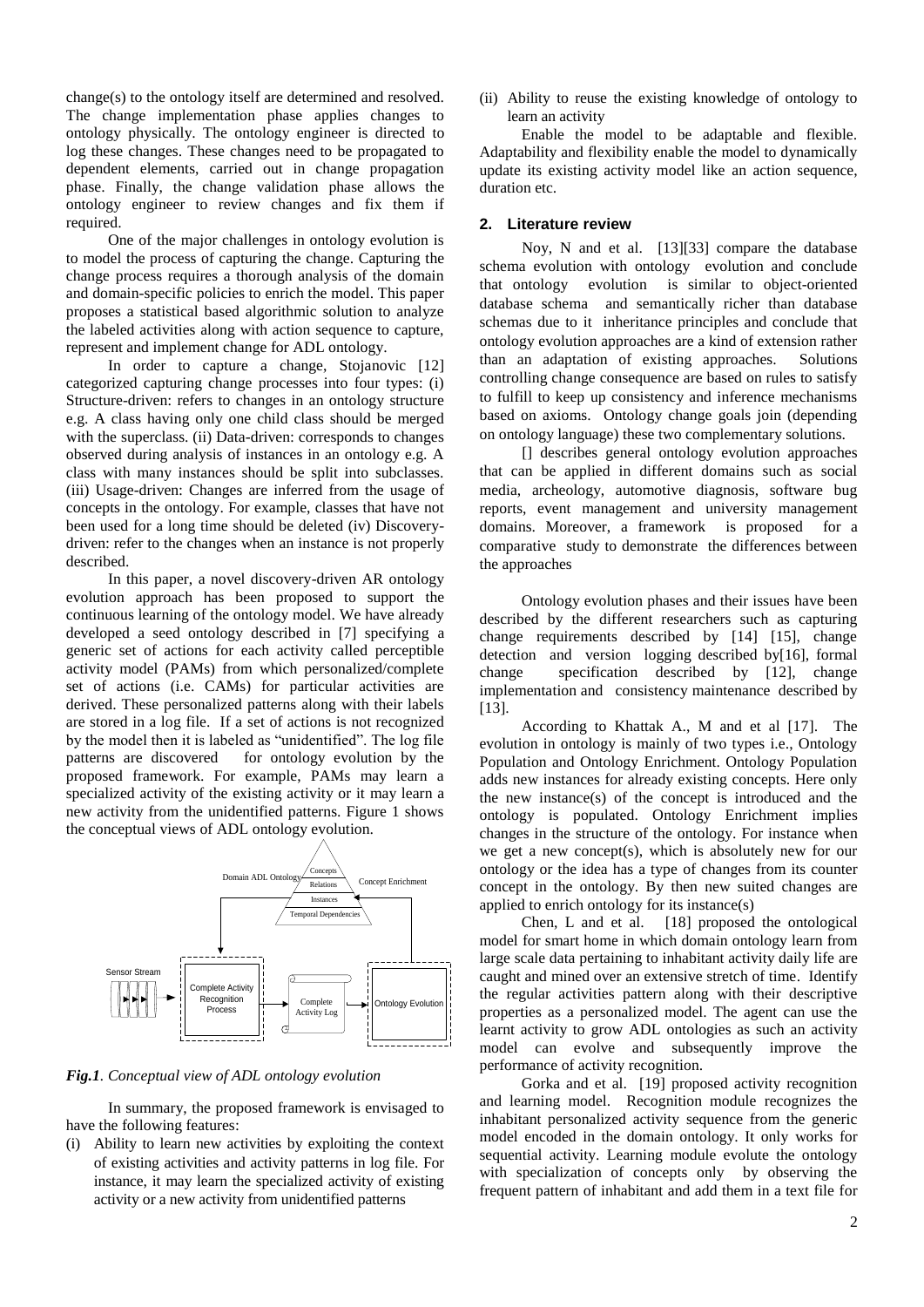change(s) to the ontology itself are determined and resolved. The change implementation phase applies changes to ontology physically. The ontology engineer is directed to log these changes. These changes need to be propagated to dependent elements, carried out in change propagation phase. Finally, the change validation phase allows the ontology engineer to review changes and fix them if required.

One of the major challenges in ontology evolution is to model the process of capturing the change. Capturing the change process requires a thorough analysis of the domain and domain-specific policies to enrich the model. This paper proposes a statistical based algorithmic solution to analyze the labeled activities along with action sequence to capture, represent and implement change for ADL ontology.

In order to capture a change, Stojanovic [12] categorized capturing change processes into four types: (i) Structure-driven: refers to changes in an ontology structure e.g. A class having only one child class should be merged with the superclass. (ii) Data-driven: corresponds to changes observed during analysis of instances in an ontology e.g. A class with many instances should be split into subclasses. (iii) Usage-driven: Changes are inferred from the usage of concepts in the ontology. For example, classes that have not been used for a long time should be deleted (iv) Discovery-driven: refer to the changes when an instance is not properly described.

In this paper, a novel discovery-driven AR ontology evolution approach has been proposed to support the continuous learning of the ontology model. We have already developed a seed ontology described in [7] specifying a generic set of actions for each activity called perceptible activity model (PAMs) from which personalized/complete set of actions (i.e. CAMs) for particular activities are derived. These personalized patterns along with their labels are stored in a log file. If a set of actions is not recognized by the model then it is labeled as "unidentified". The log file patterns are discovered for ontology evolution by the proposed framework. For example, PAMs may learn a specialized activity of the existing activity or it may learn a new activity from the unidentified patterns. Figure 1 shows the conceptual views of ADL ontology evolution.

*__Fig.1__. Conceptual view of ADL ontology evolution*

In summary, the proposed framework is envisaged to have the following features:

(i) Ability to learn new activities by exploiting the context of existing activities and activity patterns in log file. For instance, it may learn the specialized activity of existing activity or a new activity from unidentified patterns

(ii) Ability to reuse the existing knowledge of ontology to learn an activity

Enable the model to be adaptable and flexible. Adaptability and flexibility enable the model to dynamically update its existing activity model like an action sequence, duration etc.

## 2. Literature review

Noy, N and et al. [13][33] compare the database schema evolution with ontology evolution and conclude that ontology evolution is similar to object-oriented database schema and semantically richer than database schemas due to it inheritance principles and conclude that ontology evolution approaches are a kind of extension rather than an adaptation of existing approaches. Solutions controlling change consequence are based on rules to satisfy to fulfill to keep up consistency and inference mechanisms based on axioms. Ontology change goals join (depending on ontology language) these two complementary solutions.

[] describes general ontology evolution approaches that can be applied in different domains such as social media, archeology, automotive diagnosis, software bug reports, event management and university management domains. Moreover, a framework is proposed for a comparative study to demonstrate the differences between the approaches

Ontology evolution phases and their issues have been described by the different researchers such as capturing change requirements described by [14] [15], change detection and version logging described by[16], formal change specification described by [12], change implementation and consistency maintenance described by [13].

According to Khattak A., M and et al [17]. The evolution in ontology is mainly of two types i.e., Ontology Population and Ontology Enrichment. Ontology Population adds new instances for already existing concepts. Here only the new instance(s) of the concept is introduced and the ontology is populated. Ontology Enrichment implies changes in the structure of the ontology. For instance when we get a new concept(s), which is absolutely new for our ontology or the idea has a type of changes from its counter concept in the ontology. By then new suited changes are applied to enrich ontology for its instance(s)

Chen, L and et al. [18] proposed the ontological model for smart home in which domain ontology learn from large scale data pertaining to inhabitant activity daily life are caught and mined over an extensive stretch of time. Identify the regular activities pattern along with their descriptive properties as a personalized model. The agent can use the learnt activity to grow ADL ontologies as such an activity model can evolve and subsequently improve the performance of activity recognition.

Gorka and et al. [19] proposed activity recognition and learning model. Recognition module recognizes the inhabitant personalized activity sequence from the generic model encoded in the domain ontology. It only works for sequential activity. Learning module evolute the ontology with specialization of concepts only by observing the frequent pattern of inhabitant and add them in a text file for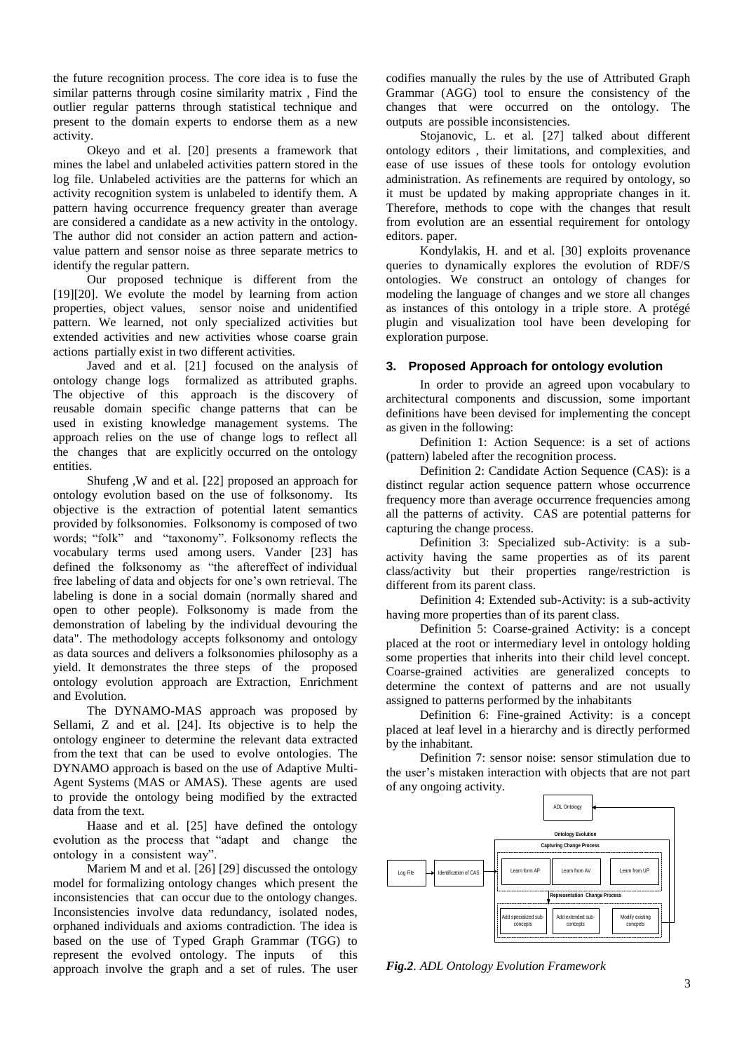the future recognition process. The core idea is to fuse the similar patterns through cosine similarity matrix , Find the outlier regular patterns through statistical technique and present to the domain experts to endorse them as a new activity.

Okeyo and et al. [20] presents a framework that mines the label and unlabeled activities pattern stored in the log file. Unlabeled activities are the patterns for which an activity recognition system is unlabeled to identify them. A pattern having occurrence frequency greater than average are considered a candidate as a new activity in the ontology. The author did not consider an action pattern and action-value pattern and sensor noise as three separate metrics to identify the regular pattern.

Our proposed technique is different from the [19][20]. We evolute the model by learning from action properties, object values, sensor noise and unidentified pattern. We learned, not only specialized activities but extended activities and new activities whose coarse grain actions partially exist in two different activities.

Javed and et al. [21] focused on the analysis of ontology change logs formalized as attributed graphs. The objective of this approach is the discovery of reusable domain specific change patterns that can be used in existing knowledge management systems. The approach relies on the use of change logs to reflect all the changes that are explicitly occurred on the ontology entities.

Shufeng ,W and et al. [22] proposed an approach for ontology evolution based on the use of folksonomy. Its objective is the extraction of potential latent semantics provided by folksonomies. Folksonomy is composed of two words; "folk" and "taxonomy". Folksonomy reflects the vocabulary terms used among users. Vander [23] has defined the folksonomy as "the aftereffect of individual free labeling of data and objects for one's own retrieval. The labeling is done in a social domain (normally shared and open to other people). Folksonomy is made from the demonstration of labeling by the individual devouring the data". The methodology accepts folksonomy and ontology as data sources and delivers a folksonomies philosophy as a yield. It demonstrates the three steps of the proposed ontology evolution approach are Extraction, Enrichment and Evolution.

The DYNAMO-MAS approach was proposed by Sellami, Z and et al. [24]. Its objective is to help the ontology engineer to determine the relevant data extracted from the text that can be used to evolve ontologies. The DYNAMO approach is based on the use of Adaptive Multi-Agent Systems (MAS or AMAS). These agents are used to provide the ontology being modified by the extracted data from the text.

Haase and et al. [25] have defined the ontology evolution as the process that "adapt and change the ontology in a consistent way".

Mariem M and et al. [26] [29] discussed the ontology model for formalizing ontology changes which present the inconsistencies that can occur due to the ontology changes. Inconsistencies involve data redundancy, isolated nodes, orphaned individuals and axioms contradiction. The idea is based on the use of Typed Graph Grammar (TGG) to represent the evolved ontology. The inputs of this approach involve the graph and a set of rules. The user codifies manually the rules by the use of Attributed Graph Grammar (AGG) tool to ensure the consistency of the changes that were occurred on the ontology. The outputs are possible inconsistencies.

Stojanovic, L. et al. [27] talked about different ontology editors , their limitations, and complexities, and ease of use issues of these tools for ontology evolution administration. As refinements are required by ontology, so it must be updated by making appropriate changes in it. Therefore, methods to cope with the changes that result from evolution are an essential requirement for ontology editors. paper.

Kondylakis, H. and et al. [30] exploits provenance queries to dynamically explores the evolution of RDF/S ontologies. We construct an ontology of changes for modeling the language of changes and we store all changes as instances of this ontology in a triple store. A protégé plugin and visualization tool have been developing for exploration purpose.

## 3. Proposed Approach for ontology evolution

In order to provide an agreed upon vocabulary to architectural components and discussion, some important definitions have been devised for implementing the concept as given in the following:

Definition 1: Action Sequence: is a set of actions (pattern) labeled after the recognition process.

Definition 2: Candidate Action Sequence (CAS): is a distinct regular action sequence pattern whose occurrence frequency more than average occurrence frequencies among all the patterns of activity. CAS are potential patterns for capturing the change process.

Definition 3: Specialized sub-Activity: is a sub-activity having the same properties as of its parent class/activity but their properties range/restriction is different from its parent class.

Definition 4: Extended sub-Activity: is a sub-activity having more properties than of its parent class.

Definition 5: Coarse-grained Activity: is a concept placed at the root or intermediary level in ontology holding some properties that inherits into their child level concept. Coarse-grained activities are generalized concepts to determine the context of patterns and are not usually assigned to patterns performed by the inhabitants

Definition 6: Fine-grained Activity: is a concept placed at leaf level in a hierarchy and is directly performed by the inhabitant.

Definition 7: sensor noise: sensor stimulation due to the user's mistaken interaction with objects that are not part of any ongoing activity.

*Fig.2. ADL Ontology Evolution Framework*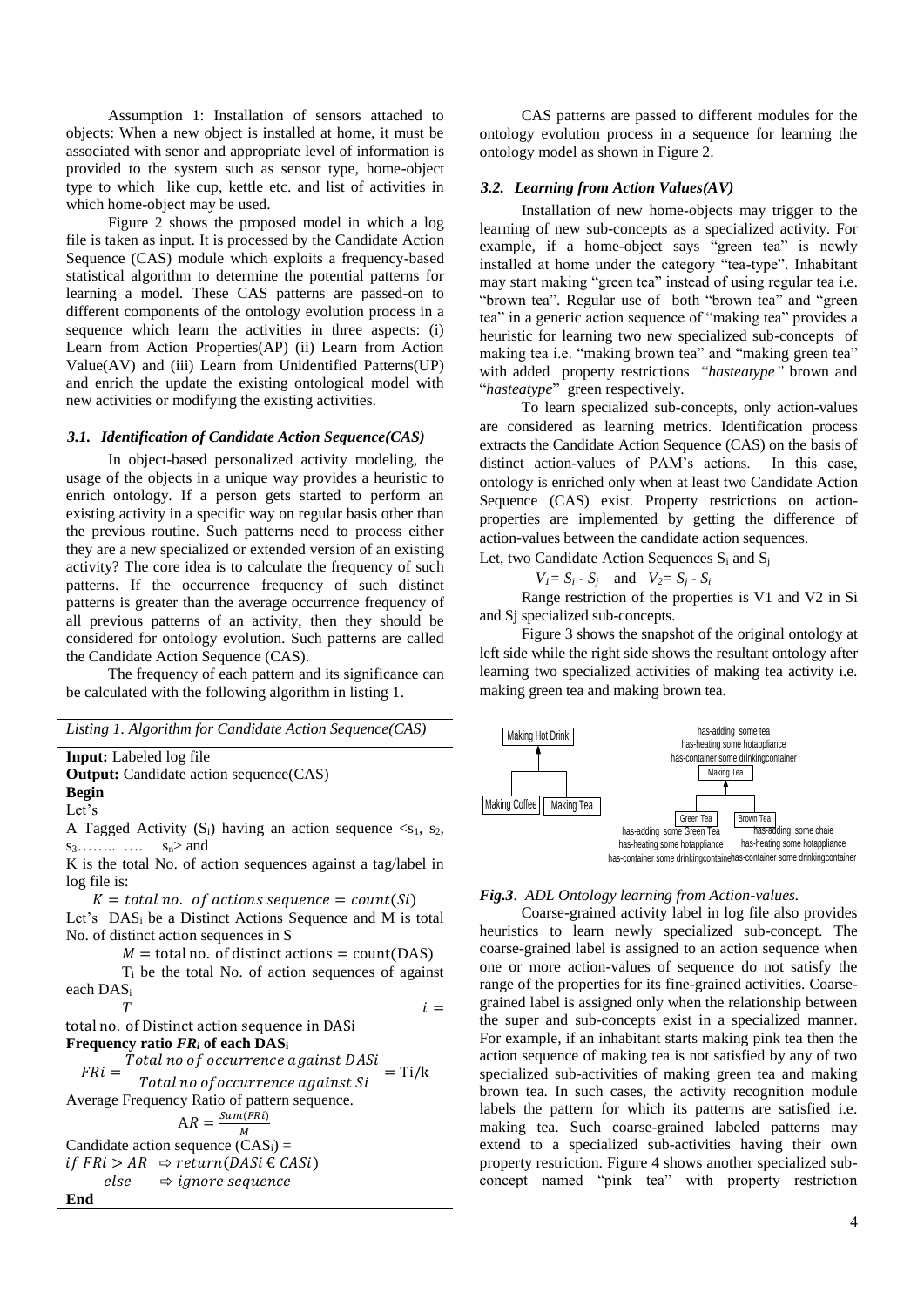Assumption 1: Installation of sensors attached to objects: When a new object is installed at home, it must be associated with senor and appropriate level of information is provided to the system such as sensor type, home-object type to which like cup, kettle etc. and list of activities in which home-object may be used.

Figure 2 shows the proposed model in which a log file is taken as input. It is processed by the Candidate Action Sequence (CAS) module which exploits a frequency-based statistical algorithm to determine the potential patterns for learning a model. These CAS patterns are passed-on to different components of the ontology evolution process in a sequence which learn the activities in three aspects: (i) Learn from Action Properties(AP) (ii) Learn from Action Value(AV) and (iii) Learn from Unidentified Patterns(UP) and enrich the update the existing ontological model with new activities or modifying the existing activities.

### *3.1. Identification of Candidate Action Sequence(CAS)*

In object-based personalized activity modeling, the usage of the objects in a unique way provides a heuristic to enrich ontology. If a person gets started to perform an existing activity in a specific way on regular basis other than the previous routine. Such patterns need to process either they are a new specialized or extended version of an existing activity? The core idea is to calculate the frequency of such patterns. If the occurrence frequency of such distinct patterns is greater than the average occurrence frequency of all previous patterns of an activity, then they should be considered for ontology evolution. Such patterns are called the Candidate Action Sequence (CAS).

The frequency of each pattern and its significance can be calculated with the following algorithm in listing 1.

*Listing 1. Algorithm for Candidate Action Sequence(CAS)*

**Input:** Labeled log file
**Output:** Candidate action sequence(CAS)
**Begin**
Let's
A Tagged Activity ($S_i$) having an action sequence $<s_1, s_2, s_3 \ldots\ldots \ldots\; s_n>$ and
K is the total No. of action sequences against a tag/label in log file is:

$$K = total\ no.\ of\ actions\ sequence = count(Si)$$

Let's $DAS_i$ be a Distinct Actions Sequence and M is total No. of distinct action sequences in S

$$M = \text{total no. of distinct actions} = \text{count(DAS)}$$

$T_i$ be the total No. of action sequences of against each $DAS_i$

$$T \qquad i = \text{total no. of Distinct action sequence in DASi}$$

**Frequency ratio $FR_i$ of each $DAS_i$**

$$FRi = \frac{Total\ no\ of\ occurrence\ against\ DASi}{Total\ no\ of\ occurrence\ against\ Si} = \text{Ti/k}$$

Average Frequency Ratio of pattern sequence.

$$\text{AR} = \frac{Sum(FRi)}{M}$$

Candidate action sequence ($CAS_i$) =

$$if\ FRi > AR\ \Rightarrow return(DASi \in CASi)$$
$$else\ \Rightarrow ignore\ sequence$$

**End**

CAS patterns are passed to different modules for the ontology evolution process in a sequence for learning the ontology model as shown in Figure 2.

### *3.2. Learning from Action Values(AV)*

Installation of new home-objects may trigger to the learning of new sub-concepts as a specialized activity. For example, if a home-object says "green tea" is newly installed at home under the category "tea-type". Inhabitant may start making "green tea" instead of using regular tea i.e. "brown tea". Regular use of both "brown tea" and "green tea" in a generic action sequence of "making tea" provides a heuristic for learning two new specialized sub-concepts of making tea i.e. "making brown tea" and "making green tea" with added property restrictions "*hasteatype"* brown and "*hasteatype*" green respectively.

To learn specialized sub-concepts, only action-values are considered as learning metrics. Identification process extracts the Candidate Action Sequence (CAS) on the basis of distinct action-values of PAM's actions. In this case, ontology is enriched only when at least two Candidate Action Sequence (CAS) exist. Property restrictions on action-properties are implemented by getting the difference of action-values between the candidate action sequences.

Let, two Candidate Action Sequences $S_i$ and $S_j$

$$V_1 = S_i - S_j \quad \text{and} \quad V_2 = S_j - S_i$$

Range restriction of the properties is V1 and V2 in Si and Sj specialized sub-concepts.

Figure 3 shows the snapshot of the original ontology at left side while the right side shows the resultant ontology after learning two specialized activities of making tea activity i.e. making green tea and making brown tea.

Making Hot Drink
Making Coffee | Making Tea

has-adding some tea
has-heating some hotappliance
has-container some drinkingcontainer
Making Tea

Green Tea: has-adding some Green Tea, has-heating some hotappliance, has-container some drinkingcontainer
Brown Tea: has-adding some chaie, has-heating some hotappliance, has-container some drinkingcontainer

*Fig.3. ADL Ontology learning from Action-values.*

Coarse-grained activity label in log file also provides heuristics to learn newly specialized sub-concept. The coarse-grained label is assigned to an action sequence when one or more action-values of sequence do not satisfy the range of the properties for its fine-grained activities. Coarse-grained label is assigned only when the relationship between the super and sub-concepts exist in a specialized manner. For example, if an inhabitant starts making pink tea then the action sequence of making tea is not satisfied by any of two specialized sub-activities of making green tea and making brown tea. In such cases, the activity recognition module labels the pattern for which its patterns are satisfied i.e. making tea. Such coarse-grained labeled patterns may extend to a specialized sub-activities having their own property restriction. Figure 4 shows another specialized sub-concept named "pink tea" with property restriction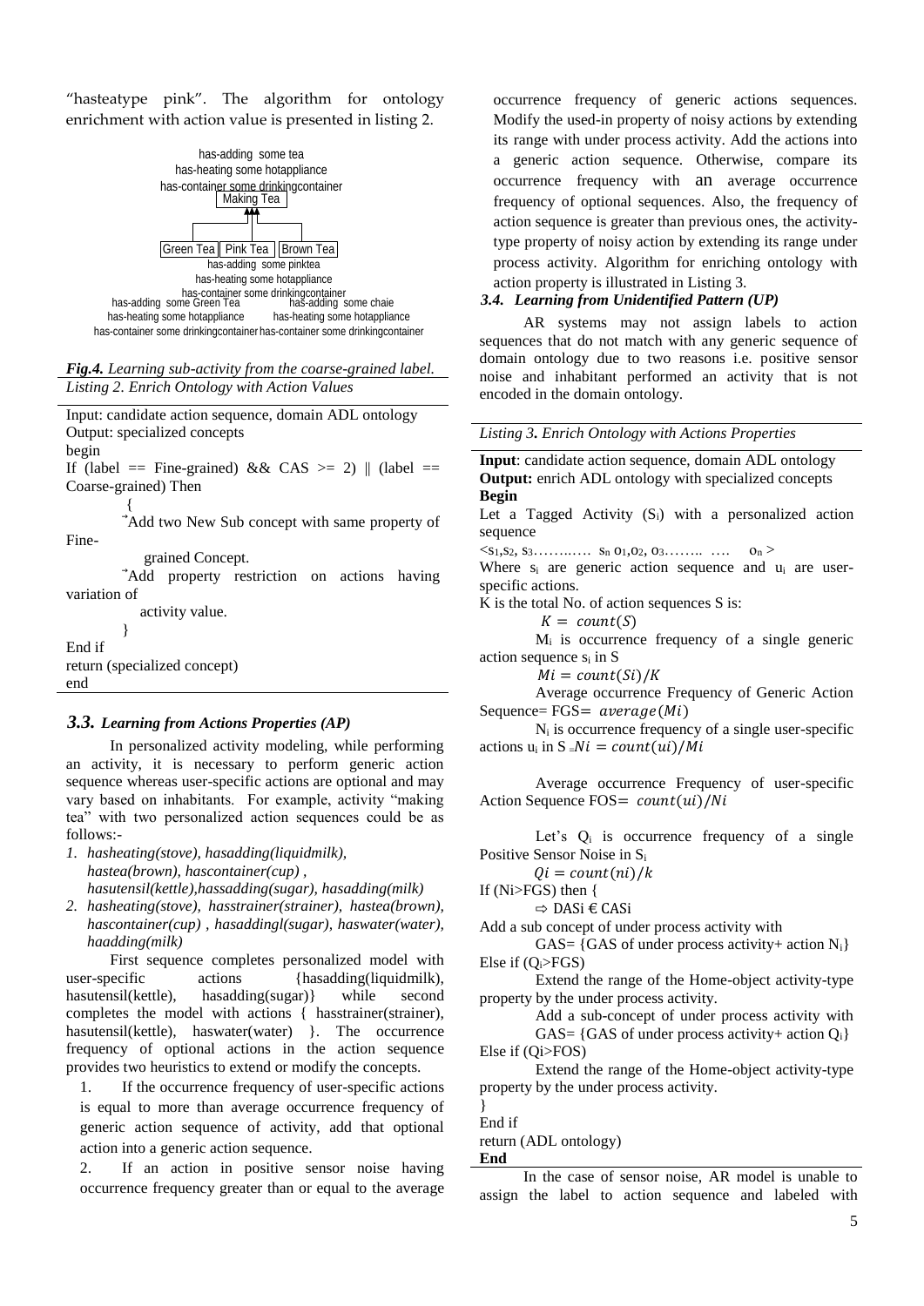"hasteatype pink". The algorithm for ontology enrichment with action value is presented in listing 2.

has-adding some tea
has-heating some hotappliance
has-container some drinkingcontainer
Making Tea

Green Tea | Pink Tea | Brown Tea

has-adding some pinktea
has-heating some hotappliance
has-container some drinkingcontainer

has-adding some Green Tea
has-heating some hotappliance
has-container some drinkingcontainer

has-adding some chaie
has-heating some hotappliance
has-container some drinkingcontainer

***Fig.4.*** *Learning sub-activity from the coarse-grained label.*

*Listing 2. Enrich Ontology with Action Values*

```
Input: candidate action sequence, domain ADL ontology
Output: specialized concepts
begin
If (label == Fine-grained) && CAS >= 2) || (label == Coarse-grained) Then
        {
        ➢Add two New Sub concept with same property of Fine-
           grained Concept.
        ➢Add property restriction on actions having variation of
           activity value.
        }
End if
return (specialized concept)
end
```

### *3.3. Learning from Actions Properties (AP)*

In personalized activity modeling, while performing an activity, it is necessary to perform generic action sequence whereas user-specific actions are optional and may vary based on inhabitants. For example, activity "making tea" with two personalized action sequences could be as follows:-

1. *hasheating(stove), hasadding(liquidmilk), hastea(brown), hascontainer(cup) , hasutensil(kettle),hassadding(sugar), hasadding(milk)*
2. *hasheating(stove), hasstrainer(strainer), hastea(brown), hascontainer(cup) , hasaddingl(sugar), haswater(water), haadding(milk)*

First sequence completes personalized model with user-specific actions {hasadding(liquidmilk), hasutensil(kettle), hasadding(sugar)} while second completes the model with actions { hasstrainer(strainer), hasutensil(kettle), haswater(water) }. The occurrence frequency of optional actions in the action sequence provides two heuristics to extend or modify the concepts.

1. If the occurrence frequency of user-specific actions is equal to more than average occurrence frequency of generic action sequence of activity, add that optional action into a generic action sequence.
2. If an action in positive sensor noise having occurrence frequency greater than or equal to the average occurrence frequency of generic actions sequences. Modify the used-in property of noisy actions by extending its range with under process activity. Add the actions into a generic action sequence. Otherwise, compare its occurrence frequency with an average occurrence frequency of optional sequences. Also, the frequency of action sequence is greater than previous ones, the activity-type property of noisy action by extending its range under process activity. Algorithm for enriching ontology with action property is illustrated in Listing 3.

### *3.4. Learning from Unidentified Pattern (UP)*

AR systems may not assign labels to action sequences that do not match with any generic sequence of domain ontology due to two reasons i.e. positive sensor noise and inhabitant performed an activity that is not encoded in the domain ontology.

*Listing 3. Enrich Ontology with Actions Properties*

**Input**: candidate action sequence, domain ADL ontology
**Output:** enrich ADL ontology with specialized concepts
**Begin**

Let a Tagged Activity ($S_i$) with a personalized action sequence

$<s_1, s_2, s_3 \ldots\ldots s_n\ o_1, o_2, o_3 \ldots\ldots\ \ldots\ o_n>$

Where $s_i$ are generic action sequence and $u_i$ are user-specific actions.

K is the total No. of action sequences S is:

$K = count(S)$

$M_i$ is occurrence frequency of a single generic action sequence $s_i$ in S

$Mi = count(Si)/K$

Average occurrence Frequency of Generic Action Sequence= FGS= $average(Mi)$

$N_i$ is occurrence frequency of a single user-specific actions $u_i$ in S $= Ni = count(ui)/Mi$

Average occurrence Frequency of user-specific Action Sequence FOS= $count(ui)/Ni$

Let's $Q_i$ is occurrence frequency of a single Positive Sensor Noise in $S_i$

$Qi = count(ni)/k$

If (Ni>FGS) then {

⇨ DASi € CASi

Add a sub concept of under process activity with

GAS= {GAS of under process activity+ action $N_i$}

Else if ($Q_i$>FGS)

Extend the range of the Home-object activity-type property by the under process activity.

Add a sub-concept of under process activity with

GAS= {GAS of under process activity+ action $Q_i$}

Else if (Qi>FOS)

Extend the range of the Home-object activity-type property by the under process activity.

}

End if

return (ADL ontology)

**End**

In the case of sensor noise, AR model is unable to assign the label to action sequence and labeled with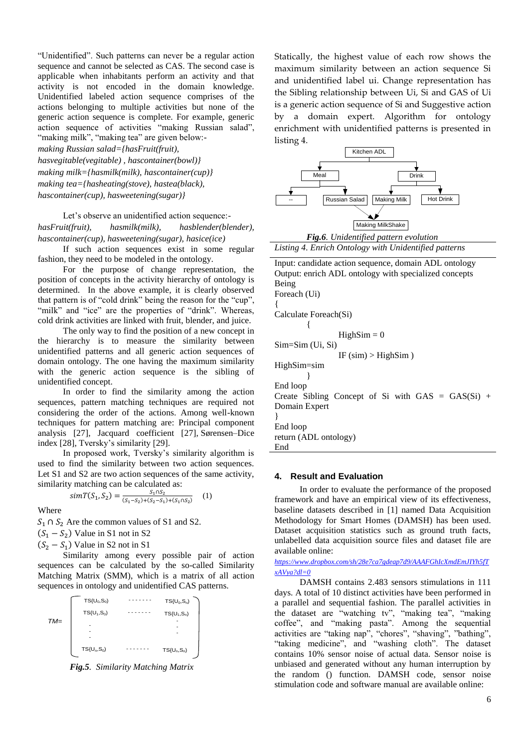"Unidentified". Such patterns can never be a regular action sequence and cannot be selected as CAS. The second case is applicable when inhabitants perform an activity and that activity is not encoded in the domain knowledge. Unidentified labeled action sequence comprises of the actions belonging to multiple activities but none of the generic action sequence is complete. For example, generic action sequence of activities "making Russian salad", "making milk", "making tea" are given below:-

*making Russian salad={hasFruit(fruit), hasvegitable(vegitable) , hascontainer(bowl)}*
*making milk={hasmilk(milk), hascontainer(cup)}*
*making tea={hasheating(stove), hastea(black), hascontainer(cup), hasweetening(sugar)}*

Let's observe an unidentified action sequence:-
*hasFruit(fruit), hasmilk(milk), hasblender(blender), hascontainer(cup), hasweetening(sugar), hasice(ice)*

If such action sequences exist in some regular fashion, they need to be modeled in the ontology.

For the purpose of change representation, the position of concepts in the activity hierarchy of ontology is determined. In the above example, it is clearly observed that pattern is of "cold drink" being the reason for the "cup", "milk" and "ice" are the properties of "drink". Whereas, cold drink activities are linked with fruit, blender, and juice.

The only way to find the position of a new concept in the hierarchy is to measure the similarity between unidentified patterns and all generic action sequences of domain ontology. The one having the maximum similarity with the generic action sequence is the sibling of unidentified concept.

In order to find the similarity among the action sequences, pattern matching techniques are required not considering the order of the actions. Among well-known techniques for pattern matching are: Principal component analysis [27], Jacquard coefficient [27], Sørensen–Dice index [28], Tversky's similarity [29].

In proposed work, Tversky's similarity algorithm is used to find the similarity between two action sequences. Let S1 and S2 are two action sequences of the same activity, similarity matching can be calculated as:

$$simT(S_1, S_2) = \frac{S_1 \cap S_2}{(S_1 - S_2) + (S_2 - S_1) + (S_1 \cap S_2)} \quad (1)$$

Where

$S_1 \cap S_2$ Are the common values of S1 and S2.
$(S_1 - S_2)$ Value in S1 not in S2
$(S_2 - S_1)$ Value in S2 not in S1

Similarity among every possible pair of action sequences can be calculated by the so-called Similarity Matching Matrix (SMM), which is a matrix of all action sequences in ontology and unidentified CAS patterns.

$$TM = \begin{pmatrix} TS(U_0,S_0) & \cdots & TS(U_0,S_n) \\ TS(U_1,S_0) & \cdots & TS(U_1,S_n) \\ \vdots & & \vdots \\ TS(U_n,S_0) & \cdots & TS(U_n,S_n) \end{pmatrix}$$

***Fig.5**. Similarity Matching Matrix*

Statically, the highest value of each row shows the maximum similarity between an action sequence Si and unidentified label ui. Change representation has the Sibling relationship between Ui, Si and GAS of Ui is a generic action sequence of Si and Suggestive action by a domain expert. Algorithm for ontology enrichment with unidentified patterns is presented in listing 4.

Kitchen ADL → Meal, Drink; Meal → --, Russian Salad; Drink → Making Milk, Hot Drink; Russian Salad, Making Milk → Making MilkShake

***Fig.6**. Unidentified pattern evolution*

*Listing 4. Enrich Ontology with Unidentified Patterns*

```
Input: candidate action sequence, domain ADL ontology
Output: enrich ADL ontology with specialized concepts
Being
Foreach (Ui)
{
Calculate Foreach(Si)
        {
                HighSim = 0
Sim=Sim (Ui, Si)
                IF (sim) > HighSim )
HighSim=sim
        }
End loop
Create Sibling Concept of Si with GAS = GAS(Si) +
Domain Expert
}
End loop
return (ADL ontology)
End
```

## 4. Result and Evaluation

In order to evaluate the performance of the proposed framework and have an empirical view of its effectiveness, baseline datasets described in [1] named Data Acquisition Methodology for Smart Homes (DAMSH) has been used. Dataset acquisition statistics such as ground truth facts, unlabelled data acquisition source files and dataset file are available online:

https://www.dropbox.com/sh/28e7ca7qdeap7d9/AAAFGhIcXmdEmJIYh5fTxAVya?dl=0

DAMSH contains 2.483 sensors stimulations in 111 days. A total of 10 distinct activities have been performed in a parallel and sequential fashion. The parallel activities in the dataset are "watching tv", "making tea", "making coffee", and "making pasta". Among the sequential activities are "taking nap", "chores", "shaving", "bathing", "taking medicine", and "washing cloth". The dataset contains 10% sensor noise of actual data. Sensor noise is unbiased and generated without any human interruption by the random () function. DAMSH code, sensor noise stimulation code and software manual are available online: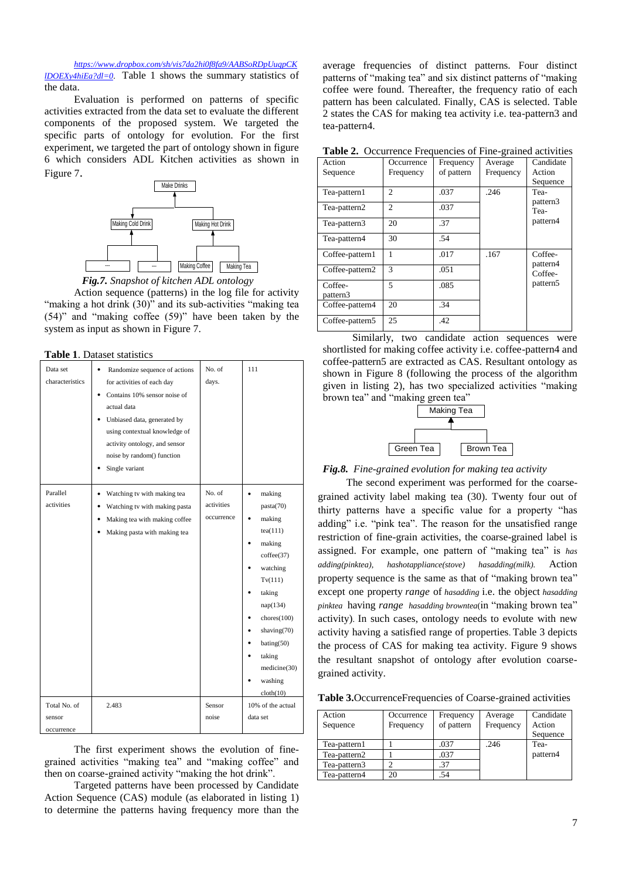https://www.dropbox.com/sh/vis7da2hi0f8fa9/AABSoRDpUuqpCKlDOEXy4hiEa?dl=0. Table 1 shows the summary statistics of the data.

Evaluation is performed on patterns of specific activities extracted from the data set to evaluate the different components of the proposed system. We targeted the specific parts of ontology for evolution. For the first experiment, we targeted the part of ontology shown in figure 6 which considers ADL Kitchen activities as shown in Figure 7.

Make Drinks
Making Cold Drink — Making Hot Drink
--- — --- — Making Coffee — Making Tea

***Fig.7.*** *Snapshot of kitchen ADL ontology*

Action sequence (patterns) in the log file for activity "making a hot drink (30)" and its sub-activities "making tea (54)" and "making coffee (59)" have been taken by the system as input as shown in Figure 7.

**Table 1**. Dataset statistics

| Data set characteristics | • Randomize sequence of actions for activities of each day<br>• Contains 10% sensor noise of actual data<br>• Unbiased data, generated by using contextual knowledge of activity ontology, and sensor noise by random() function<br>• Single variant | No. of days. | 111 |
|---|---|---|---|
| Parallel activities | • Watching tv with making tea<br>• Watching tv with making pasta<br>• Making tea with making coffee<br>• Making pasta with making tea | No. of activities occurrence | • making pasta(70)<br>• making tea(111)<br>• making coffee(37)<br>• watching Tv(111)<br>• taking nap(134)<br>• chores(100)<br>• shaving(70)<br>• bating(50)<br>• taking medicine(30)<br>• washing cloth(10) |
| Total No. of sensor occurrence | 2.483 | Sensor noise | 10% of the actual data set |

The first experiment shows the evolution of fine-grained activities "making tea" and "making coffee" and then on coarse-grained activity "making the hot drink".

Targeted patterns have been processed by Candidate Action Sequence (CAS) module (as elaborated in listing 1) to determine the patterns having frequency more than the average frequencies of distinct patterns. Four distinct patterns of "making tea" and six distinct patterns of "making coffee were found. Thereafter, the frequency ratio of each pattern has been calculated. Finally, CAS is selected. Table 2 states the CAS for making tea activity i.e. tea-pattern3 and tea-pattern4.

**Table 2.** Occurrence Frequencies of Fine-grained activities

| Action Sequence | Occurrence Frequency | Frequency of pattern | Average Frequency | Candidate Action Sequence |
|---|---|---|---|---|
| Tea-pattern1 | 2 | .037 | .246 | Tea-pattern3 Tea-pattern4 |
| Tea-pattern2 | 2 | .037 | | |
| Tea-pattern3 | 20 | .37 | | |
| Tea-pattern4 | 30 | .54 | | |
| Coffee-pattern1 | 1 | .017 | .167 | Coffee-pattern4 Coffee-pattern5 |
| Coffee-pattern2 | 3 | .051 | | |
| Coffee-pattern3 | 5 | .085 | | |
| Coffee-pattern4 | 20 | .34 | | |
| Coffee-pattern5 | 25 | .42 | | |

Similarly, two candidate action sequences were shortlisted for making coffee activity i.e. coffee-pattern4 and coffee-pattern5 are extracted as CAS. Resultant ontology as shown in Figure 8 (following the process of the algorithm given in listing 2), has two specialized activities "making brown tea" and "making green tea"

Making Tea
Green Tea — Brown Tea

***Fig.8.*** *Fine-grained evolution for making tea activity*

The second experiment was performed for the coarse-grained activity label making tea (30). Thirty four out of thirty patterns have a specific value for a property "has adding" i.e. "pink tea". The reason for the unsatisfied range restriction of fine-grain activities, the coarse-grained label is assigned. For example, one pattern of "making tea" is *has adding(pinktea), hashotappliance(stove) hasadding(milk).* Action property sequence is the same as that of "making brown tea" except one property *range* of *hasadding* i.e. the object *hasadding pinktea* having *range hasadding browntea*(in "making brown tea" activity). In such cases, ontology needs to evolute with new activity having a satisfied range of properties. Table 3 depicts the process of CAS for making tea activity. Figure 9 shows the resultant snapshot of ontology after evolution coarse-grained activity.

**Table 3.** OccurrenceFrequencies of Coarse-grained activities

| Action Sequence | Occurrence Frequency | Frequency of pattern | Average Frequency | Candidate Action Sequence |
|---|---|---|---|---|
| Tea-pattern1 | 1 | .037 | .246 | Tea-pattern4 |
| Tea-pattern2 | 1 | .037 | | |
| Tea-pattern3 | 2 | .37 | | |
| Tea-pattern4 | 20 | .54 | | |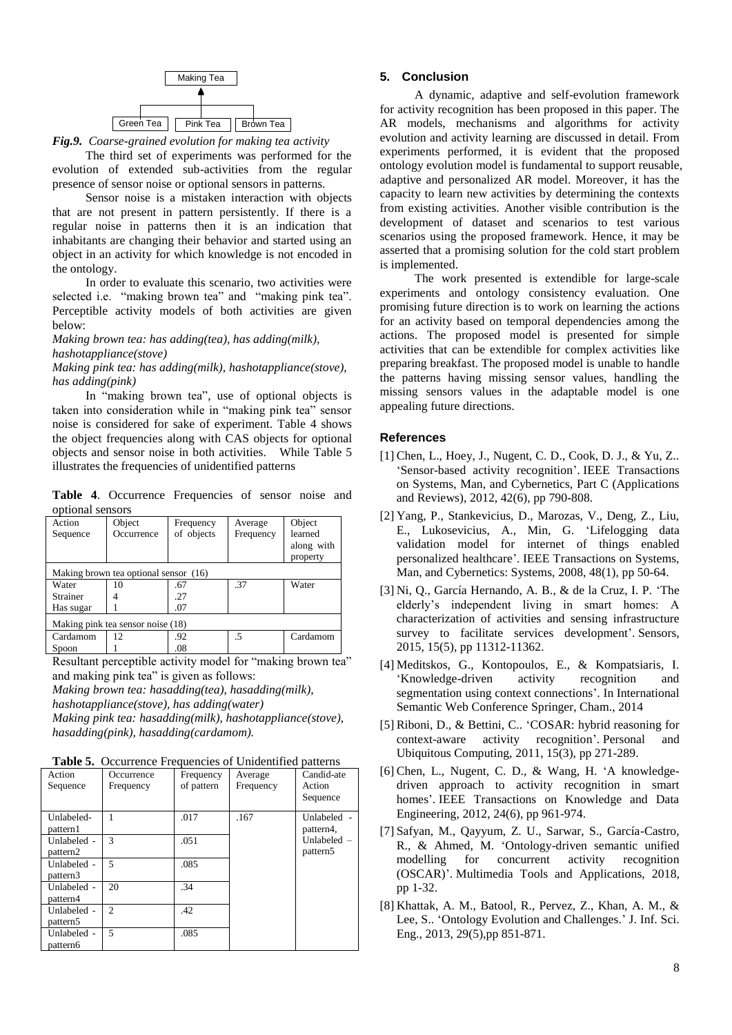Fig.9. *Coarse-grained evolution for making tea activity*

The third set of experiments was performed for the evolution of extended sub-activities from the regular presence of sensor noise or optional sensors in patterns.

Sensor noise is a mistaken interaction with objects that are not present in pattern persistently. If there is a regular noise in patterns then it is an indication that inhabitants are changing their behavior and started using an object in an activity for which knowledge is not encoded in the ontology.

In order to evaluate this scenario, two activities were selected i.e. "making brown tea" and "making pink tea". Perceptible activity models of both activities are given below:

*Making brown tea: has adding(tea), has adding(milk), hashotappliance(stove)*

*Making pink tea: has adding(milk), hashotappliance(stove), has adding(pink)*

In "making brown tea", use of optional objects is taken into consideration while in "making pink tea" sensor noise is considered for sake of experiment. Table 4 shows the object frequencies along with CAS objects for optional objects and sensor noise in both activities. While Table 5 illustrates the frequencies of unidentified patterns

**Table 4**. Occurrence Frequencies of sensor noise and optional sensors

| Action Sequence | Object Occurrence | Frequency of objects | Average Frequency | Object learned along with property |
|---|---|---|---|---|
| Making brown tea optional sensor (16) | | | | |
| Water | 10 | .67 | .37 | Water |
| Strainer | 4 | .27 | | |
| Has sugar | 1 | .07 | | |
| Making pink tea sensor noise (18) | | | | |
| Cardamom | 12 | .92 | .5 | Cardamom |
| Spoon | 1 | .08 | | |

Resultant perceptible activity model for "making brown tea" and making pink tea" is given as follows:

*Making brown tea: hasadding(tea), hasadding(milk), hashotappliance(stove), has adding(water)*

*Making pink tea: hasadding(milk), hashotappliance(stove), hasadding(pink), hasadding(cardamom).*

**Table 5.** Occurrence Frequencies of Unidentified patterns

| Action Sequence | Occurrence Frequency | Frequency of pattern | Average Frequency | Candid-ate Action Sequence |
|---|---|---|---|---|
| Unlabeled-pattern1 | 1 | .017 | .167 | Unlabeled - pattern4, Unlabeled – pattern5 |
| Unlabeled - pattern2 | 3 | .051 | | |
| Unlabeled - pattern3 | 5 | .085 | | |
| Unlabeled - pattern4 | 20 | .34 | | |
| Unlabeled - pattern5 | 2 | .42 | | |
| Unlabeled - pattern6 | 5 | .085 | | |

## 5. Conclusion

A dynamic, adaptive and self-evolution framework for activity recognition has been proposed in this paper. The AR models, mechanisms and algorithms for activity evolution and activity learning are discussed in detail. From experiments performed, it is evident that the proposed ontology evolution model is fundamental to support reusable, adaptive and personalized AR model. Moreover, it has the capacity to learn new activities by determining the contexts from existing activities. Another visible contribution is the development of dataset and scenarios to test various scenarios using the proposed framework. Hence, it may be asserted that a promising solution for the cold start problem is implemented.

The work presented is extendible for large-scale experiments and ontology consistency evaluation. One promising future direction is to work on learning the actions for an activity based on temporal dependencies among the actions. The proposed model is presented for simple activities that can be extendible for complex activities like preparing breakfast. The proposed model is unable to handle the patterns having missing sensor values, handling the missing sensors values in the adaptable model is one appealing future directions.

## References

[1] Chen, L., Hoey, J., Nugent, C. D., Cook, D. J., & Yu, Z.. 'Sensor-based activity recognition'. IEEE Transactions on Systems, Man, and Cybernetics, Part C (Applications and Reviews), 2012, 42(6), pp 790-808.

[2] Yang, P., Stankevicius, D., Marozas, V., Deng, Z., Liu, E., Lukosevicius, A., Min, G. 'Lifelogging data validation model for internet of things enabled personalized healthcare'. IEEE Transactions on Systems, Man, and Cybernetics: Systems, 2008, 48(1), pp 50-64.

[3] Ni, Q., García Hernando, A. B., & de la Cruz, I. P. 'The elderly's independent living in smart homes: A characterization of activities and sensing infrastructure survey to facilitate services development'. Sensors, 2015, 15(5), pp 11312-11362.

[4] Meditskos, G., Kontopoulos, E., & Kompatsiaris, I. 'Knowledge-driven activity recognition and segmentation using context connections'. In International Semantic Web Conference Springer, Cham., 2014

[5] Riboni, D., & Bettini, C.. 'COSAR: hybrid reasoning for context-aware activity recognition'. Personal and Ubiquitous Computing, 2011, 15(3), pp 271-289.

[6] Chen, L., Nugent, C. D., & Wang, H. 'A knowledge-driven approach to activity recognition in smart homes'. IEEE Transactions on Knowledge and Data Engineering, 2012, 24(6), pp 961-974.

[7] Safyan, M., Qayyum, Z. U., Sarwar, S., García-Castro, R., & Ahmed, M. 'Ontology-driven semantic unified modelling for concurrent activity recognition (OSCAR)'. Multimedia Tools and Applications, 2018, pp 1-32.

[8] Khattak, A. M., Batool, R., Pervez, Z., Khan, A. M., & Lee, S.. 'Ontology Evolution and Challenges.' J. Inf. Sci. Eng., 2013, 29(5),pp 851-871.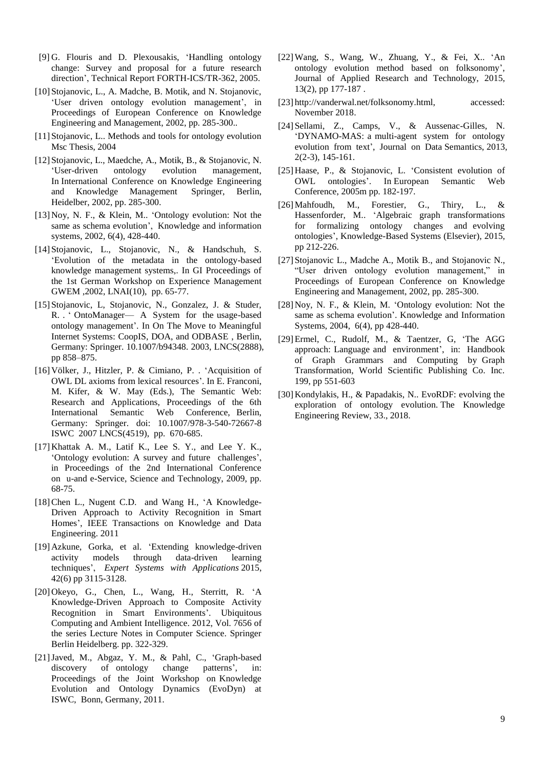[9] G. Flouris and D. Plexousakis, 'Handling ontology change: Survey and proposal for a future research direction', Technical Report FORTH-ICS/TR-362, 2005.

[10] Stojanovic, L., A. Madche, B. Motik, and N. Stojanovic, 'User driven ontology evolution management', in Proceedings of European Conference on Knowledge Engineering and Management, 2002, pp. 285-300..

[11] Stojanovic, L.. Methods and tools for ontology evolution Msc Thesis, 2004

[12] Stojanovic, L., Maedche, A., Motik, B., & Stojanovic, N. 'User-driven ontology evolution management, In International Conference on Knowledge Engineering and Knowledge Management Springer, Berlin, Heidelber, 2002, pp. 285-300.

[13] Noy, N. F., & Klein, M.. 'Ontology evolution: Not the same as schema evolution', Knowledge and information systems, 2002, 6(4), 428-440.

[14] Stojanovic, L., Stojanovic, N., & Handschuh, S. 'Evolution of the metadata in the ontology-based knowledge management systems,. In GI Proceedings of the 1st German Workshop on Experience Management GWEM ,2002, LNAI(10), pp. 65-77.

[15] Stojanovic, L, Stojanovic, N., Gonzalez, J. & Studer, R. . ' OntoManager— A System for the usage-based ontology management'. In On The Move to Meaningful Internet Systems: CoopIS, DOA, and ODBASE , Berlin, Germany: Springer. 10.1007/b94348. 2003, LNCS(2888), pp 858–875.

[16] Völker, J., Hitzler, P. & Cimiano, P. . 'Acquisition of OWL DL axioms from lexical resources'. In E. Franconi, M. Kifer, & W. May (Eds.), The Semantic Web: Research and Applications, Proceedings of the 6th International Semantic Web Conference, Berlin, Germany: Springer. doi: 10.1007/978-3-540-72667-8 ISWC 2007 LNCS(4519), pp. 670-685.

[17] Khattak A. M., Latif K., Lee S. Y., and Lee Y. K., 'Ontology evolution: A survey and future challenges', in Proceedings of the 2nd International Conference on u-and e-Service, Science and Technology, 2009, pp. 68-75.

[18] Chen L., Nugent C.D. and Wang H., 'A Knowledge-Driven Approach to Activity Recognition in Smart Homes', IEEE Transactions on Knowledge and Data Engineering. 2011

[19] Azkune, Gorka, et al. 'Extending knowledge-driven activity models through data-driven learning techniques', *Expert Systems with Applications* 2015, 42(6) pp 3115-3128.

[20] Okeyo, G., Chen, L., Wang, H., Sterritt, R. 'A Knowledge-Driven Approach to Composite Activity Recognition in Smart Environments'. Ubiquitous Computing and Ambient Intelligence. 2012, Vol. 7656 of the series Lecture Notes in Computer Science. Springer Berlin Heidelberg. pp. 322-329.

[21] Javed, M., Abgaz, Y. M., & Pahl, C., 'Graph-based discovery of ontology change patterns', in: Proceedings of the Joint Workshop on Knowledge Evolution and Ontology Dynamics (EvoDyn) at ISWC, Bonn, Germany, 2011.

[22] Wang, S., Wang, W., Zhuang, Y., & Fei, X.. 'An ontology evolution method based on folksonomy', Journal of Applied Research and Technology, 2015, 13(2), pp 177-187 .

[23] http://vanderwal.net/folksonomy.html, accessed: November 2018.

[24] Sellami, Z., Camps, V., & Aussenac-Gilles, N. 'DYNAMO-MAS: a multi-agent system for ontology evolution from text', Journal on Data Semantics, 2013, 2(2-3), 145-161.

[25] Haase, P., & Stojanovic, L. 'Consistent evolution of OWL ontologies'. In European Semantic Web Conference, 2005m pp. 182-197.

[26] Mahfoudh, M., Forestier, G., Thiry, L., & Hassenforder, M.. 'Algebraic graph transformations for formalizing ontology changes and evolving ontologies', Knowledge-Based Systems (Elsevier), 2015, pp 212-226.

[27] Stojanovic L., Madche A., Motik B., and Stojanovic N., "User driven ontology evolution management," in Proceedings of European Conference on Knowledge Engineering and Management, 2002, pp. 285-300.

[28] Noy, N. F., & Klein, M. 'Ontology evolution: Not the same as schema evolution'. Knowledge and Information Systems, 2004, 6(4), pp 428-440.

[29] Ermel, C., Rudolf, M., & Taentzer, G, 'The AGG approach: Language and environment', in: Handbook of Graph Grammars and Computing by Graph Transformation, World Scientific Publishing Co. Inc. 199, pp 551-603

[30] Kondylakis, H., & Papadakis, N.. EvoRDF: evolving the exploration of ontology evolution. The Knowledge Engineering Review, 33., 2018.